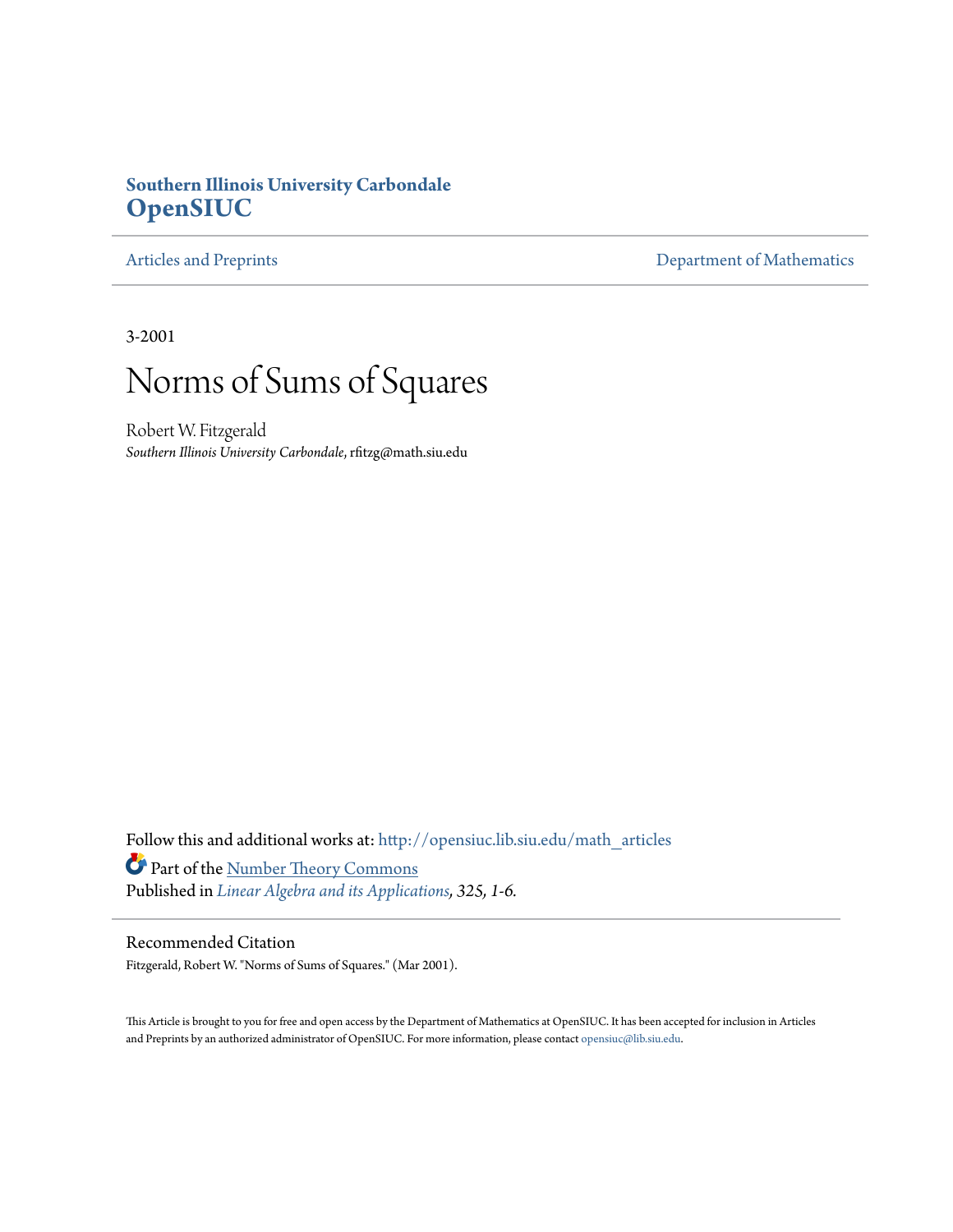**Southern Illinois University Carbondale**
**OpenSIUC**

Articles and Preprints | Department of Mathematics

3-2001

# Norms of Sums of Squares

Robert W. Fitzgerald
*Southern Illinois University Carbondale*, rfitzg@math.siu.edu

Follow this and additional works at: http://opensiuc.lib.siu.edu/math_articles

Part of the Number Theory Commons

Published in *Linear Algebra and its Applications*, *325, 1-6.*

## Recommended Citation

Fitzgerald, Robert W. "Norms of Sums of Squares." (Mar 2001).

This Article is brought to you for free and open access by the Department of Mathematics at OpenSIUC. It has been accepted for inclusion in Articles and Preprints by an authorized administrator of OpenSIUC. For more information, please contact opensiuc@lib.siu.edu.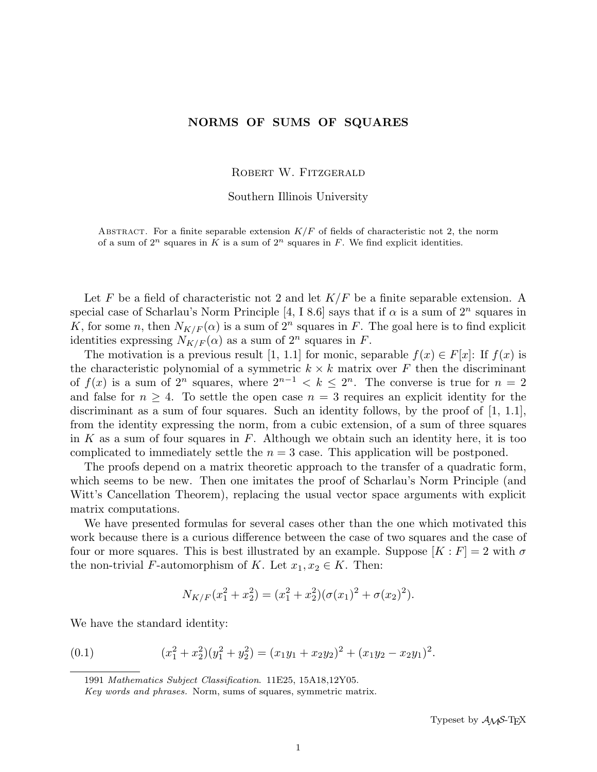# NORMS OF SUMS OF SQUARES

Robert W. Fitzgerald

Southern Illinois University

Abstract. For a finite separable extension $K/F$ of fields of characteristic not 2, the norm of a sum of $2^n$ squares in $K$ is a sum of $2^n$ squares in $F$. We find explicit identities.

Let $F$ be a field of characteristic not 2 and let $K/F$ be a finite separable extension. A special case of Scharlau's Norm Principle [4, I 8.6] says that if $\alpha$ is a sum of $2^n$ squares in $K$, for some $n$, then $N_{K/F}(\alpha)$ is a sum of $2^n$ squares in $F$. The goal here is to find explicit identities expressing $N_{K/F}(\alpha)$ as a sum of $2^n$ squares in $F$.

The motivation is a previous result [1, 1.1] for monic, separable $f(x) \in F[x]$: If $f(x)$ is the characteristic polynomial of a symmetric $k \times k$ matrix over $F$ then the discriminant of $f(x)$ is a sum of $2^n$ squares, where $2^{n-1} < k \leq 2^n$. The converse is true for $n = 2$ and false for $n \geq 4$. To settle the open case $n = 3$ requires an explicit identity for the discriminant as a sum of four squares. Such an identity follows, by the proof of [1, 1.1], from the identity expressing the norm, from a cubic extension, of a sum of three squares in $K$ as a sum of four squares in $F$. Although we obtain such an identity here, it is too complicated to immediately settle the $n = 3$ case. This application will be postponed.

The proofs depend on a matrix theoretic approach to the transfer of a quadratic form, which seems to be new. Then one imitates the proof of Scharlau's Norm Principle (and Witt's Cancellation Theorem), replacing the usual vector space arguments with explicit matrix computations.

We have presented formulas for several cases other than the one which motivated this work because there is a curious difference between the case of two squares and the case of four or more squares. This is best illustrated by an example. Suppose $[K : F] = 2$ with $\sigma$ the non-trivial $F$-automorphism of $K$. Let $x_1, x_2 \in K$. Then:

$$N_{K/F}(x_1^2 + x_2^2) = (x_1^2 + x_2^2)(\sigma(x_1)^2 + \sigma(x_2)^2).$$

We have the standard identity:

$$(x_1^2 + x_2^2)(y_1^2 + y_2^2) = (x_1 y_1 + x_2 y_2)^2 + (x_1 y_2 - x_2 y_1)^2. \tag{0.1}$$

1991 *Mathematics Subject Classification.* 11E25, 15A18,12Y05.

*Key words and phrases.* Norm, sums of squares, symmetric matrix.

Typeset by $\mathcal{AMS}$-TEX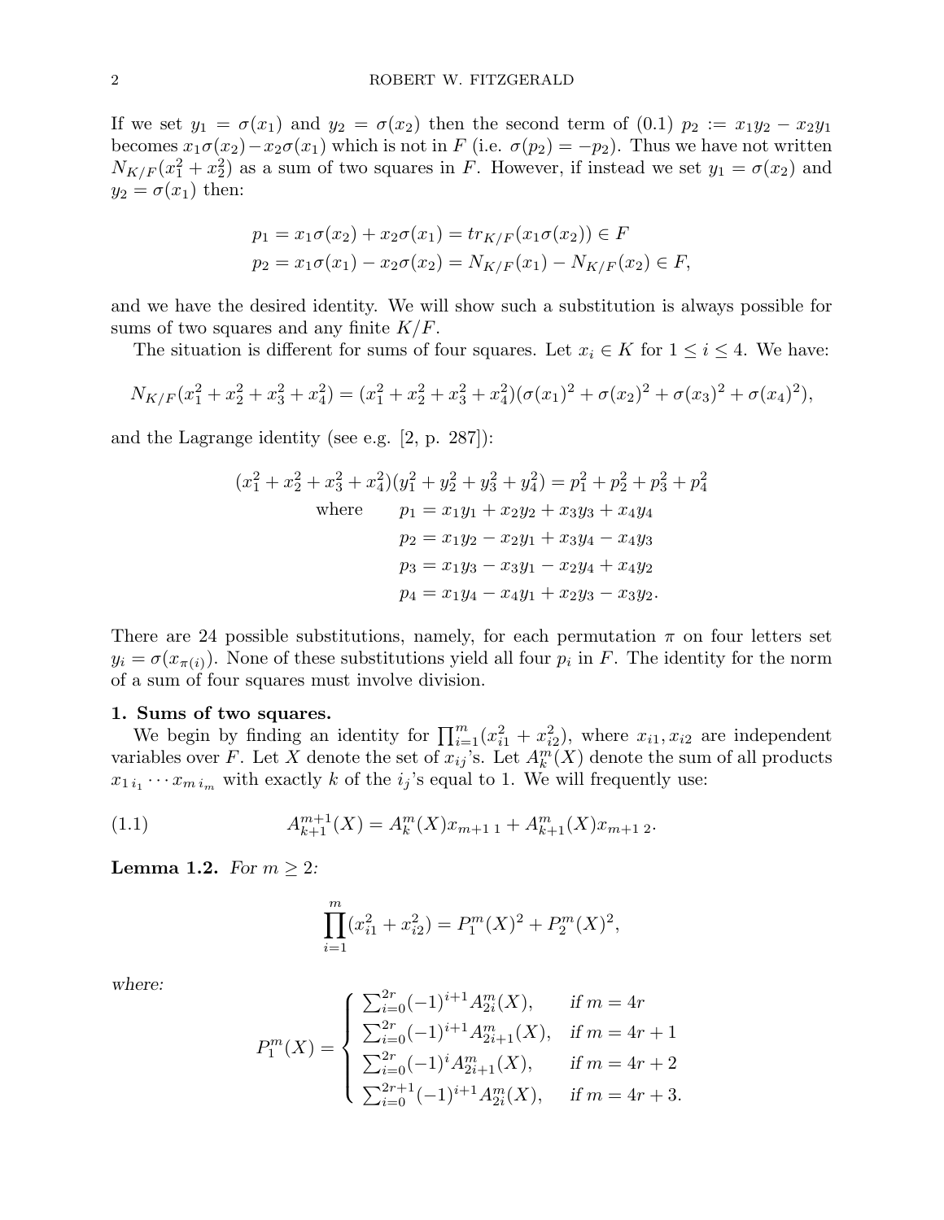If we set $y_1 = \sigma(x_1)$ and $y_2 = \sigma(x_2)$ then the second term of (0.1) $p_2 := x_1y_2 - x_2y_1$ becomes $x_1\sigma(x_2) - x_2\sigma(x_1)$ which is not in $F$ (i.e. $\sigma(p_2) = -p_2$). Thus we have not written $N_{K/F}(x_1^2 + x_2^2)$ as a sum of two squares in $F$. However, if instead we set $y_1 = \sigma(x_2)$ and $y_2 = \sigma(x_1)$ then:

$$
\begin{aligned}
p_1 &= x_1\sigma(x_2) + x_2\sigma(x_1) = tr_{K/F}(x_1\sigma(x_2)) \in F \\
p_2 &= x_1\sigma(x_1) - x_2\sigma(x_2) = N_{K/F}(x_1) - N_{K/F}(x_2) \in F,
\end{aligned}
$$

and we have the desired identity. We will show such a substitution is always possible for sums of two squares and any finite $K/F$.

The situation is different for sums of four squares. Let $x_i \in K$ for $1 \le i \le 4$. We have:

$$
N_{K/F}(x_1^2 + x_2^2 + x_3^2 + x_4^2) = (x_1^2 + x_2^2 + x_3^2 + x_4^2)(\sigma(x_1)^2 + \sigma(x_2)^2 + \sigma(x_3)^2 + \sigma(x_4)^2),
$$

and the Lagrange identity (see e.g. [2, p. 287]):

$$
\begin{aligned}
(x_1^2 + x_2^2 + x_3^2 + x_4^2)(y_1^2 + y_2^2 + y_3^2 + y_4^2) &= p_1^2 + p_2^2 + p_3^2 + p_4^2 \\
\text{where} \qquad p_1 &= x_1y_1 + x_2y_2 + x_3y_3 + x_4y_4 \\
p_2 &= x_1y_2 - x_2y_1 + x_3y_4 - x_4y_3 \\
p_3 &= x_1y_3 - x_3y_1 - x_2y_4 + x_4y_2 \\
p_4 &= x_1y_4 - x_4y_1 + x_2y_3 - x_3y_2.
\end{aligned}
$$

There are 24 possible substitutions, namely, for each permutation $\pi$ on four letters set $y_i = \sigma(x_{\pi(i)})$. None of these substitutions yield all four $p_i$ in $F$. The identity for the norm of a sum of four squares must involve division.

## 1. Sums of two squares.

We begin by finding an identity for $\prod_{i=1}^m (x_{i1}^2 + x_{i2}^2)$, where $x_{i1}, x_{i2}$ are independent variables over $F$. Let $X$ denote the set of $x_{ij}$'s. Let $A_k^m(X)$ denote the sum of all products $x_{1\,i_1} \cdots x_{m\,i_m}$ with exactly $k$ of the $i_j$'s equal to 1. We will frequently use:

$$
A_{k+1}^{m+1}(X) = A_k^m(X)x_{m+1\,1} + A_{k+1}^m(X)x_{m+1\,2}. \tag{1.1}
$$

**Lemma 1.2.** *For $m \ge 2$:*

$$
\prod_{i=1}^m (x_{i1}^2 + x_{i2}^2) = P_1^m(X)^2 + P_2^m(X)^2,
$$

*where:*

$$
P_1^m(X) = \begin{cases}
\sum_{i=0}^{2r} (-1)^{i+1} A_{2i}^m(X), & \text{if } m = 4r \\
\sum_{i=0}^{2r} (-1)^{i+1} A_{2i+1}^m(X), & \text{if } m = 4r+1 \\
\sum_{i=0}^{2r} (-1)^{i} A_{2i+1}^m(X), & \text{if } m = 4r+2 \\
\sum_{i=0}^{2r+1} (-1)^{i+1} A_{2i}^m(X), & \text{if } m = 4r+3.
\end{cases}
$$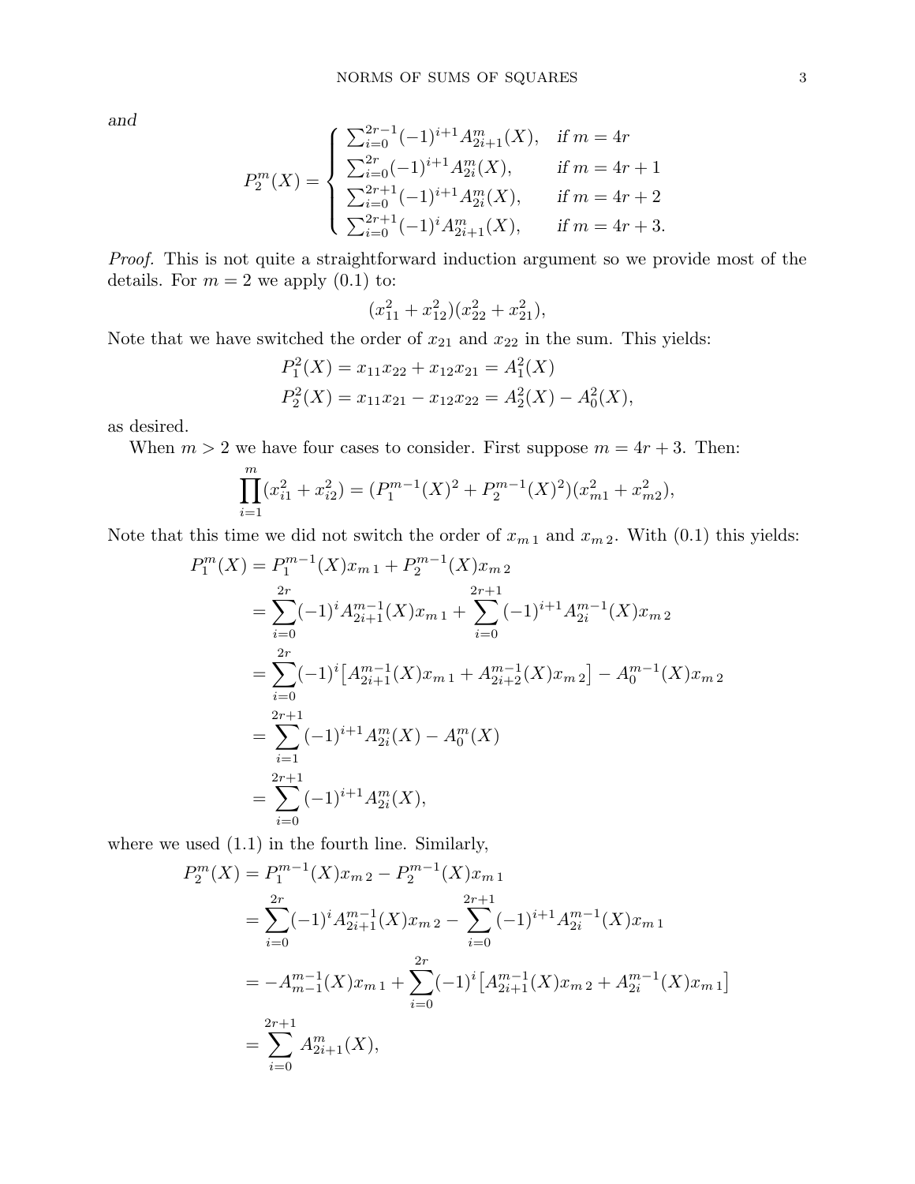*and*

$$P_2^m(X) = \begin{cases} \sum_{i=0}^{2r-1}(-1)^{i+1}A_{2i+1}^m(X), & \textit{if } m = 4r \\ \sum_{i=0}^{2r}(-1)^{i+1}A_{2i}^m(X), & \textit{if } m = 4r+1 \\ \sum_{i=0}^{2r+1}(-1)^{i+1}A_{2i}^m(X), & \textit{if } m = 4r+2 \\ \sum_{i=0}^{2r+1}(-1)^{i}A_{2i+1}^m(X), & \textit{if } m = 4r+3. \end{cases}$$

*Proof.* This is not quite a straightforward induction argument so we provide most of the details. For $m = 2$ we apply (0.1) to:

$$(x_{11}^2 + x_{12}^2)(x_{22}^2 + x_{21}^2),$$

Note that we have switched the order of $x_{21}$ and $x_{22}$ in the sum. This yields:

$$\begin{aligned} P_1^2(X) &= x_{11}x_{22} + x_{12}x_{21} = A_1^2(X) \\ P_2^2(X) &= x_{11}x_{21} - x_{12}x_{22} = A_2^2(X) - A_0^2(X), \end{aligned}$$

as desired.

When $m > 2$ we have four cases to consider. First suppose $m = 4r+3$. Then:

$$\prod_{i=1}^{m}(x_{i1}^2 + x_{i2}^2) = (P_1^{m-1}(X)^2 + P_2^{m-1}(X)^2)(x_{m1}^2 + x_{m2}^2),$$

Note that this time we did not switch the order of $x_{m\,1}$ and $x_{m\,2}$. With (0.1) this yields:

$$\begin{aligned} P_1^m(X) &= P_1^{m-1}(X)x_{m\,1} + P_2^{m-1}(X)x_{m\,2} \\ &= \sum_{i=0}^{2r}(-1)^i A_{2i+1}^{m-1}(X)x_{m\,1} + \sum_{i=0}^{2r+1}(-1)^{i+1}A_{2i}^{m-1}(X)x_{m\,2} \\ &= \sum_{i=0}^{2r}(-1)^i\big[A_{2i+1}^{m-1}(X)x_{m\,1} + A_{2i+2}^{m-1}(X)x_{m\,2}\big] - A_0^{m-1}(X)x_{m\,2} \\ &= \sum_{i=1}^{2r+1}(-1)^{i+1}A_{2i}^m(X) - A_0^m(X) \\ &= \sum_{i=0}^{2r+1}(-1)^{i+1}A_{2i}^m(X), \end{aligned}$$

where we used (1.1) in the fourth line. Similarly,

$$\begin{aligned} P_2^m(X) &= P_1^{m-1}(X)x_{m\,2} - P_2^{m-1}(X)x_{m\,1} \\ &= \sum_{i=0}^{2r}(-1)^i A_{2i+1}^{m-1}(X)x_{m\,2} - \sum_{i=0}^{2r+1}(-1)^{i+1}A_{2i}^{m-1}(X)x_{m\,1} \\ &= -A_{m-1}^{m-1}(X)x_{m\,1} + \sum_{i=0}^{2r}(-1)^i\big[A_{2i+1}^{m-1}(X)x_{m\,2} + A_{2i}^{m-1}(X)x_{m\,1}\big] \\ &= \sum_{i=0}^{2r+1} A_{2i+1}^m(X), \end{aligned}$$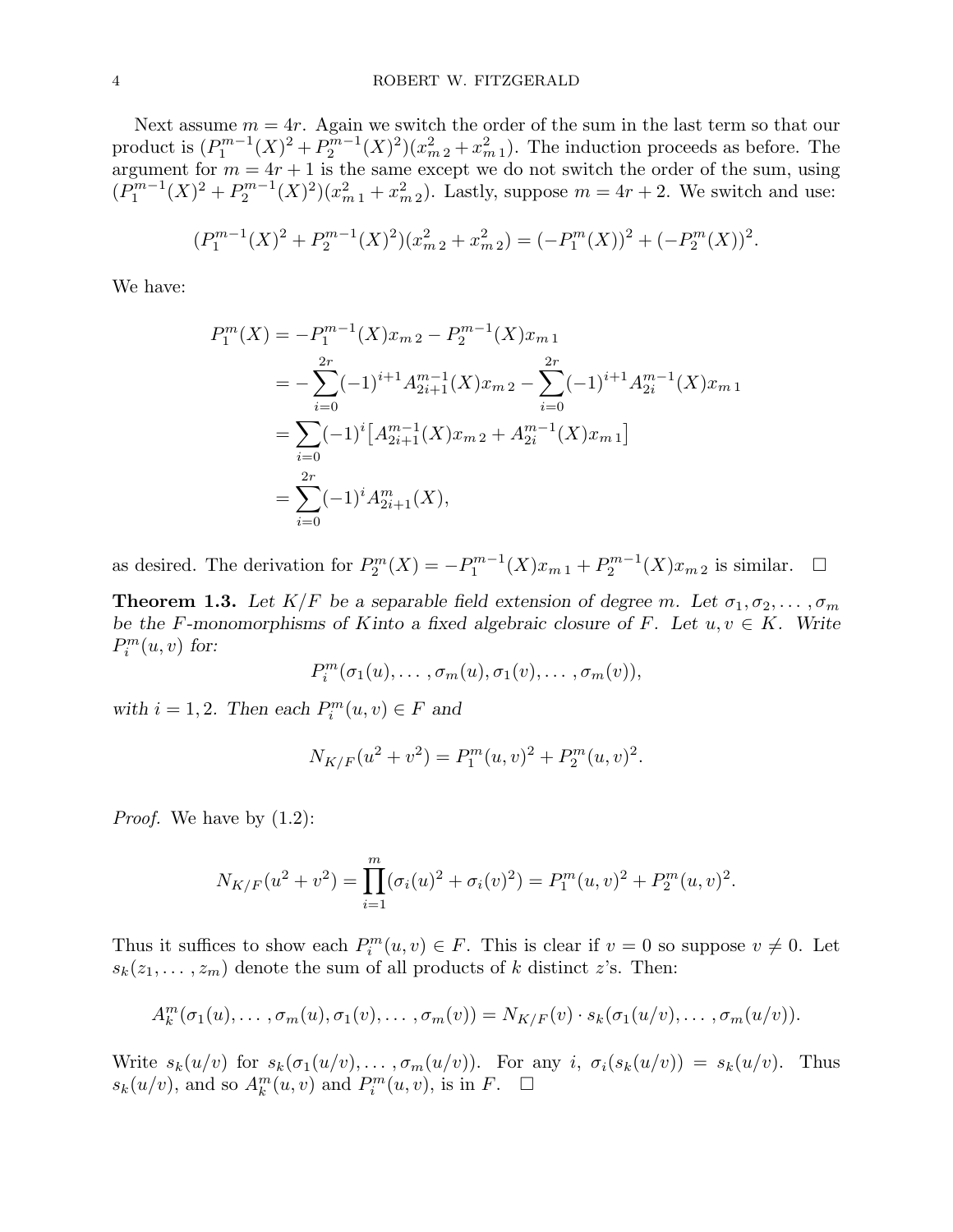Next assume $m = 4r$. Again we switch the order of the sum in the last term so that our product is $(P_1^{m-1}(X)^2 + P_2^{m-1}(X)^2)(x_{m\,2}^2 + x_{m\,1}^2)$. The induction proceeds as before. The argument for $m = 4r + 1$ is the same except we do not switch the order of the sum, using $(P_1^{m-1}(X)^2 + P_2^{m-1}(X)^2)(x_{m\,1}^2 + x_{m\,2}^2)$. Lastly, suppose $m = 4r + 2$. We switch and use:

$$(P_1^{m-1}(X)^2 + P_2^{m-1}(X)^2)(x_{m\,2}^2 + x_{m\,2}^2) = (-P_1^m(X))^2 + (-P_2^m(X))^2.$$

We have:

$$\begin{aligned}
P_1^m(X) &= -P_1^{m-1}(X)x_{m\,2} - P_2^{m-1}(X)x_{m\,1} \\
&= -\sum_{i=0}^{2r}(-1)^{i+1}A_{2i+1}^{m-1}(X)x_{m\,2} - \sum_{i=0}^{2r}(-1)^{i+1}A_{2i}^{m-1}(X)x_{m\,1} \\
&= \sum_{i=0}(-1)^i\big[A_{2i+1}^{m-1}(X)x_{m\,2} + A_{2i}^{m-1}(X)x_{m\,1}\big] \\
&= \sum_{i=0}^{2r}(-1)^i A_{2i+1}^m(X),
\end{aligned}$$

as desired. The derivation for $P_2^m(X) = -P_1^{m-1}(X)x_{m\,1} + P_2^{m-1}(X)x_{m\,2}$ is similar. $\square$

**Theorem 1.3.** *Let $K/F$ be a separable field extension of degree $m$. Let $\sigma_1, \sigma_2, \dots, \sigma_m$ be the $F$-monomorphisms of $K$into a fixed algebraic closure of $F$. Let $u, v \in K$. Write $P_i^m(u, v)$ for:*

$$P_i^m(\sigma_1(u), \dots, \sigma_m(u), \sigma_1(v), \dots, \sigma_m(v)),$$

*with $i = 1, 2$. Then each $P_i^m(u, v) \in F$ and*

$$N_{K/F}(u^2 + v^2) = P_1^m(u, v)^2 + P_2^m(u, v)^2.$$

*Proof.* We have by (1.2):

$$N_{K/F}(u^2 + v^2) = \prod_{i=1}^m(\sigma_i(u)^2 + \sigma_i(v)^2) = P_1^m(u, v)^2 + P_2^m(u, v)^2.$$

Thus it suffices to show each $P_i^m(u, v) \in F$. This is clear if $v = 0$ so suppose $v \neq 0$. Let $s_k(z_1, \dots, z_m)$ denote the sum of all products of $k$ distinct $z$'s. Then:

$$A_k^m(\sigma_1(u), \dots, \sigma_m(u), \sigma_1(v), \dots, \sigma_m(v)) = N_{K/F}(v) \cdot s_k(\sigma_1(u/v), \dots, \sigma_m(u/v)).$$

Write $s_k(u/v)$ for $s_k(\sigma_1(u/v), \dots, \sigma_m(u/v))$. For any $i$, $\sigma_i(s_k(u/v)) = s_k(u/v)$. Thus $s_k(u/v)$, and so $A_k^m(u, v)$ and $P_i^m(u, v)$, is in $F$. $\square$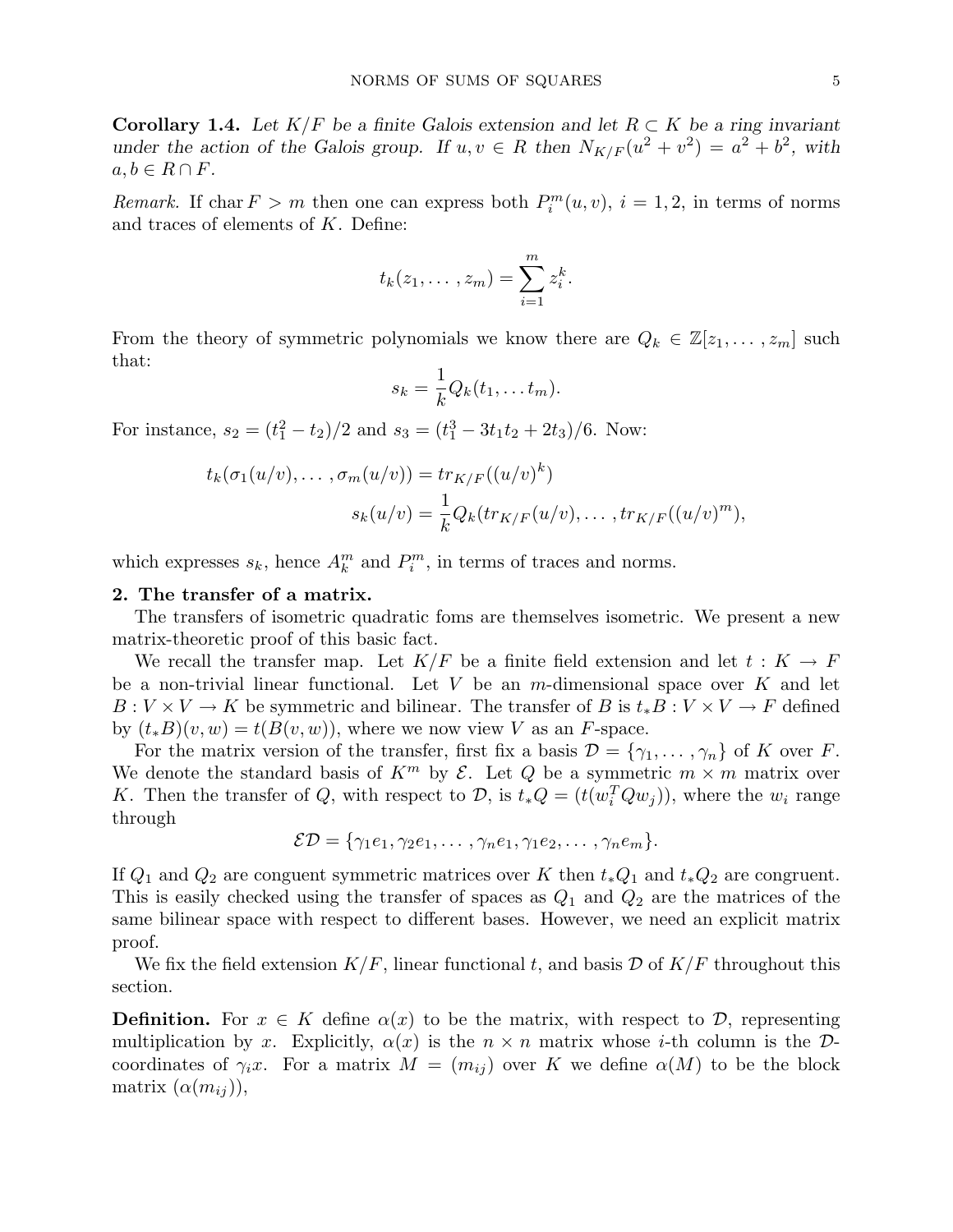**Corollary 1.4.** *Let $K/F$ be a finite Galois extension and let $R \subset K$ be a ring invariant under the action of the Galois group. If $u, v \in R$ then $N_{K/F}(u^2 + v^2) = a^2 + b^2$, with $a, b \in R \cap F$.*

*Remark.* If $\operatorname{char} F > m$ then one can express both $P_i^m(u, v)$, $i = 1, 2$, in terms of norms and traces of elements of $K$. Define:

$$t_k(z_1, \dots, z_m) = \sum_{i=1}^{m} z_i^k.$$

From the theory of symmetric polynomials we know there are $Q_k \in \mathbb{Z}[z_1, \dots, z_m]$ such that:

$$s_k = \frac{1}{k} Q_k(t_1, \dots t_m).$$

For instance, $s_2 = (t_1^2 - t_2)/2$ and $s_3 = (t_1^3 - 3t_1t_2 + 2t_3)/6$. Now:

$$t_k(\sigma_1(u/v), \dots, \sigma_m(u/v)) = tr_{K/F}((u/v)^k)$$

$$s_k(u/v) = \frac{1}{k} Q_k(tr_{K/F}(u/v), \dots, tr_{K/F}((u/v)^m),$$

which expresses $s_k$, hence $A_k^m$ and $P_i^m$, in terms of traces and norms.

## 2. The transfer of a matrix.

The transfers of isometric quadratic foms are themselves isometric. We present a new matrix-theoretic proof of this basic fact.

We recall the transfer map. Let $K/F$ be a finite field extension and let $t : K \to F$ be a non-trivial linear functional. Let $V$ be an $m$-dimensional space over $K$ and let $B : V \times V \to K$ be symmetric and bilinear. The transfer of $B$ is $t_*B : V \times V \to F$ defined by $(t_*B)(v, w) = t(B(v, w))$, where we now view $V$ as an $F$-space.

For the matrix version of the transfer, first fix a basis $\mathcal{D} = \{\gamma_1, \dots, \gamma_n\}$ of $K$ over $F$. We denote the standard basis of $K^m$ by $\mathcal{E}$. Let $Q$ be a symmetric $m \times m$ matrix over $K$. Then the transfer of $Q$, with respect to $\mathcal{D}$, is $t_*Q = (t(w_i^T Q w_j))$, where the $w_i$ range through

$$\mathcal{ED} = \{\gamma_1 e_1, \gamma_2 e_1, \dots, \gamma_n e_1, \gamma_1 e_2, \dots, \gamma_n e_m\}.$$

If $Q_1$ and $Q_2$ are conguent symmetric matrices over $K$ then $t_*Q_1$ and $t_*Q_2$ are congruent. This is easily checked using the transfer of spaces as $Q_1$ and $Q_2$ are the matrices of the same bilinear space with respect to different bases. However, we need an explicit matrix proof.

We fix the field extension $K/F$, linear functional $t$, and basis $\mathcal{D}$ of $K/F$ throughout this section.

**Definition.** For $x \in K$ define $\alpha(x)$ to be the matrix, with respect to $\mathcal{D}$, representing multiplication by $x$. Explicitly, $\alpha(x)$ is the $n \times n$ matrix whose $i$-th column is the $\mathcal{D}$-coordinates of $\gamma_i x$. For a matrix $M = (m_{ij})$ over $K$ we define $\alpha(M)$ to be the block matrix $(\alpha(m_{ij}))$,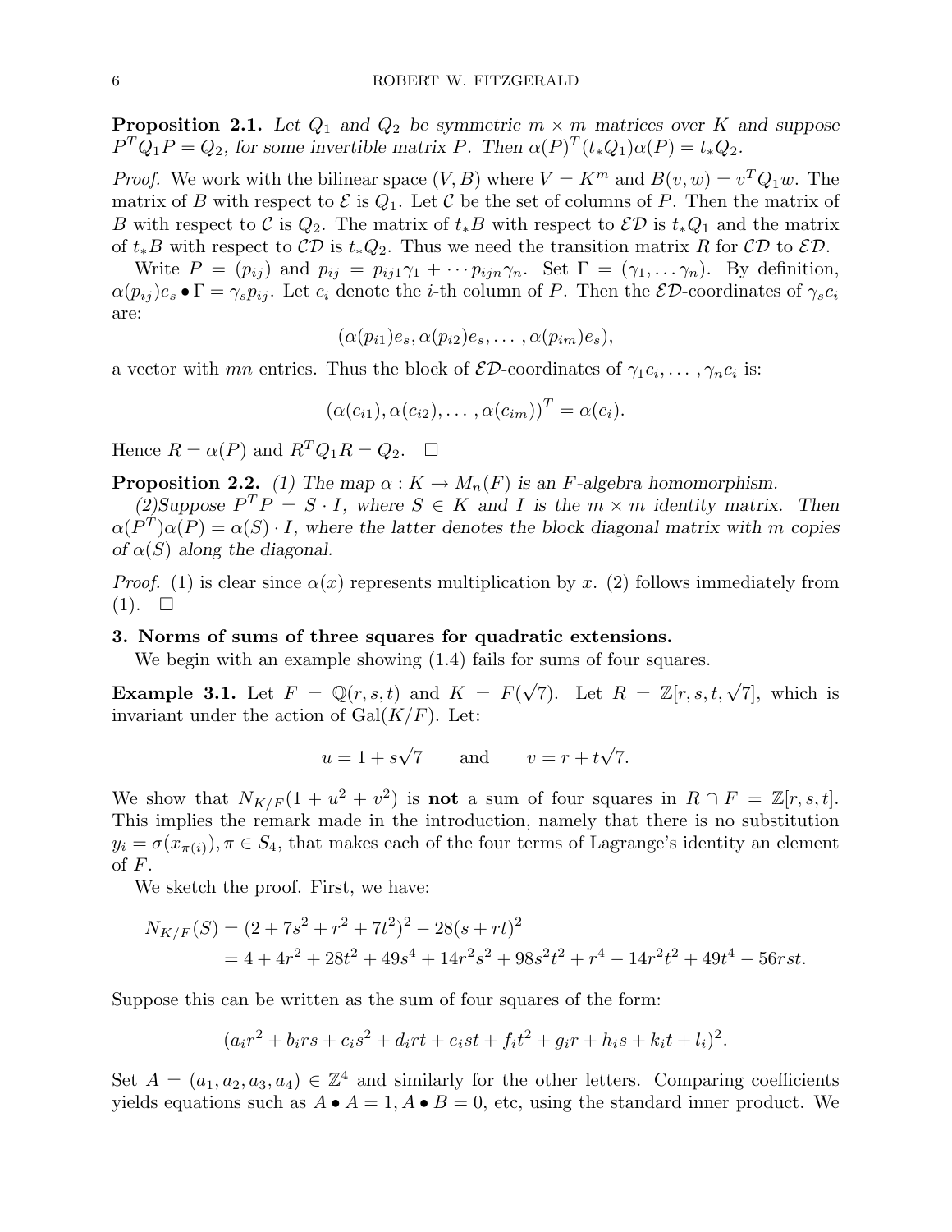**Proposition 2.1.** *Let $Q_1$ and $Q_2$ be symmetric $m \times m$ matrices over $K$ and suppose $P^T Q_1 P = Q_2$, for some invertible matrix $P$. Then $\alpha(P)^T(t_* Q_1)\alpha(P) = t_* Q_2$.*

*Proof.* We work with the bilinear space $(V, B)$ where $V = K^m$ and $B(v, w) = v^T Q_1 w$. The matrix of $B$ with respect to $\mathcal{E}$ is $Q_1$. Let $\mathcal{C}$ be the set of columns of $P$. Then the matrix of $B$ with respect to $\mathcal{C}$ is $Q_2$. The matrix of $t_* B$ with respect to $\mathcal{ED}$ is $t_* Q_1$ and the matrix of $t_* B$ with respect to $\mathcal{CD}$ is $t_* Q_2$. Thus we need the transition matrix $R$ for $\mathcal{CD}$ to $\mathcal{ED}$.

Write $P = (p_{ij})$ and $p_{ij} = p_{ij1}\gamma_1 + \cdots p_{ijn}\gamma_n$. Set $\Gamma = (\gamma_1, \ldots \gamma_n)$. By definition, $\alpha(p_{ij})e_s \bullet \Gamma = \gamma_s p_{ij}$. Let $c_i$ denote the $i$-th column of $P$. Then the $\mathcal{ED}$-coordinates of $\gamma_s c_i$ are:

$$(\alpha(p_{i1})e_s, \alpha(p_{i2})e_s, \ldots, \alpha(p_{im})e_s),$$

a vector with $mn$ entries. Thus the block of $\mathcal{ED}$-coordinates of $\gamma_1 c_i, \ldots, \gamma_n c_i$ is:

$$(\alpha(c_{i1}), \alpha(c_{i2}), \ldots, \alpha(c_{im}))^T = \alpha(c_i).$$

Hence $R = \alpha(P)$ and $R^T Q_1 R = Q_2$. $\square$

**Proposition 2.2.** *(1) The map $\alpha : K \to M_n(F)$ is an $F$-algebra homomorphism.*

*(2)Suppose $P^T P = S \cdot I$, where $S \in K$ and $I$ is the $m \times m$ identity matrix. Then $\alpha(P^T)\alpha(P) = \alpha(S) \cdot I$, where the latter denotes the block diagonal matrix with $m$ copies of $\alpha(S)$ along the diagonal.*

*Proof.* (1) is clear since $\alpha(x)$ represents multiplication by $x$. (2) follows immediately from (1). $\square$

## 3. Norms of sums of three squares for quadratic extensions.

We begin with an example showing (1.4) fails for sums of four squares.

**Example 3.1.** Let $F = \mathbb{Q}(r, s, t)$ and $K = F(\sqrt{7})$. Let $R = \mathbb{Z}[r, s, t, \sqrt{7}]$, which is invariant under the action of $\text{Gal}(K/F)$. Let:

$$u = 1 + s\sqrt{7} \qquad \text{and} \qquad v = r + t\sqrt{7}.$$

We show that $N_{K/F}(1 + u^2 + v^2)$ is **not** a sum of four squares in $R \cap F = \mathbb{Z}[r, s, t]$. This implies the remark made in the introduction, namely that there is no substitution $y_i = \sigma(x_{\pi(i)}), \pi \in S_4$, that makes each of the four terms of Lagrange's identity an element of $F$.

We sketch the proof. First, we have:

$$\begin{aligned}
N_{K/F}(S) &= (2 + 7s^2 + r^2 + 7t^2)^2 - 28(s + rt)^2 \\
&= 4 + 4r^2 + 28t^2 + 49s^4 + 14r^2s^2 + 98s^2t^2 + r^4 - 14r^2t^2 + 49t^4 - 56rst.
\end{aligned}$$

Suppose this can be written as the sum of four squares of the form:

$$(a_i r^2 + b_i rs + c_i s^2 + d_i rt + e_i st + f_i t^2 + g_i r + h_i s + k_i t + l_i)^2.$$

Set $A = (a_1, a_2, a_3, a_4) \in \mathbb{Z}^4$ and similarly for the other letters. Comparing coefficients yields equations such as $A \bullet A = 1, A \bullet B = 0$, etc, using the standard inner product. We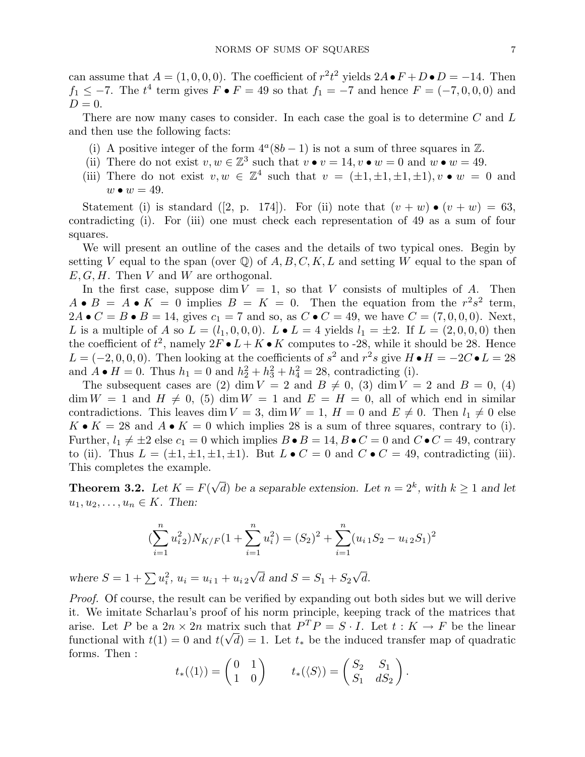can assume that $A = (1, 0, 0, 0)$. The coefficient of $r^2t^2$ yields $2A \bullet F + D \bullet D = -14$. Then $f_1 \leq -7$. The $t^4$ term gives $F \bullet F = 49$ so that $f_1 = -7$ and hence $F = (-7, 0, 0, 0)$ and $D = 0$.

There are now many cases to consider. In each case the goal is to determine $C$ and $L$ and then use the following facts:

(i) A positive integer of the form $4^a(8b - 1)$ is not a sum of three squares in $\mathbb{Z}$.
(ii) There do not exist $v, w \in \mathbb{Z}^3$ such that $v \bullet v = 14$, $v \bullet w = 0$ and $w \bullet w = 49$.
(iii) There do not exist $v, w \in \mathbb{Z}^4$ such that $v = (\pm 1, \pm 1, \pm 1, \pm 1)$, $v \bullet w = 0$ and $w \bullet w = 49$.

Statement (i) is standard ([2, p. 174]). For (ii) note that $(v + w) \bullet (v + w) = 63$, contradicting (i). For (iii) one must check each representation of 49 as a sum of four squares.

We will present an outline of the cases and the details of two typical ones. Begin by setting $V$ equal to the span (over $\mathbb{Q}$) of $A, B, C, K, L$ and setting $W$ equal to the span of $E, G, H$. Then $V$ and $W$ are orthogonal.

In the first case, suppose $\dim V = 1$, so that $V$ consists of multiples of $A$. Then $A \bullet B = A \bullet K = 0$ implies $B = K = 0$. Then the equation from the $r^2s^2$ term, $2A \bullet C = B \bullet B = 14$, gives $c_1 = 7$ and so, as $C \bullet C = 49$, we have $C = (7, 0, 0, 0)$. Next, $L$ is a multiple of $A$ so $L = (l_1, 0, 0, 0)$. $L \bullet L = 4$ yields $l_1 = \pm 2$. If $L = (2, 0, 0, 0)$ then the coefficient of $t^2$, namely $2F \bullet L + K \bullet K$ computes to -28, while it should be 28. Hence $L = (-2, 0, 0, 0)$. Then looking at the coefficients of $s^2$ and $r^2s$ give $H \bullet H = -2C \bullet L = 28$ and $A \bullet H = 0$. Thus $h_1 = 0$ and $h_2^2 + h_3^2 + h_4^2 = 28$, contradicting (i).

The subsequent cases are (2) $\dim V = 2$ and $B \neq 0$, (3) $\dim V = 2$ and $B = 0$, (4) $\dim W = 1$ and $H \neq 0$, (5) $\dim W = 1$ and $E = H = 0$, all of which end in similar contradictions. This leaves $\dim V = 3$, $\dim W = 1$, $H = 0$ and $E \neq 0$. Then $l_1 \neq 0$ else $K \bullet K = 28$ and $A \bullet K = 0$ which implies 28 is a sum of three squares, contrary to (i). Further, $l_1 \neq \pm 2$ else $c_1 = 0$ which implies $B \bullet B = 14$, $B \bullet C = 0$ and $C \bullet C = 49$, contrary to (ii). Thus $L = (\pm 1, \pm 1, \pm 1, \pm 1)$. But $L \bullet C = 0$ and $C \bullet C = 49$, contradicting (iii). This completes the example.

**Theorem 3.2.** *Let $K = F(\sqrt{d})$ be a separable extension. Let $n = 2^k$, with $k \geq 1$ and let $u_1, u_2, \ldots, u_n \in K$. Then:*

$$(\sum_{i=1}^{n} u_{i\,2}^2) N_{K/F}(1 + \sum_{i=1}^{n} u_i^2) = (S_2)^2 + \sum_{i=1}^{n} (u_{i\,1}S_2 - u_{i\,2}S_1)^2$$

*where $S = 1 + \sum u_i^2$, $u_i = u_{i\,1} + u_{i\,2}\sqrt{d}$ and $S = S_1 + S_2\sqrt{d}$.*

*Proof.* Of course, the result can be verified by expanding out both sides but we will derive it. We imitate Scharlau's proof of his norm principle, keeping track of the matrices that arise. Let $P$ be a $2n \times 2n$ matrix such that $P^T P = S \cdot I$. Let $t : K \to F$ be the linear functional with $t(1) = 0$ and $t(\sqrt{d}) = 1$. Let $t_*$ be the induced transfer map of quadratic forms. Then :

$$t_*(\langle 1 \rangle) = \begin{pmatrix} 0 & 1 \\ 1 & 0 \end{pmatrix} \qquad t_*(\langle S \rangle) = \begin{pmatrix} S_2 & S_1 \\ S_1 & dS_2 \end{pmatrix}.$$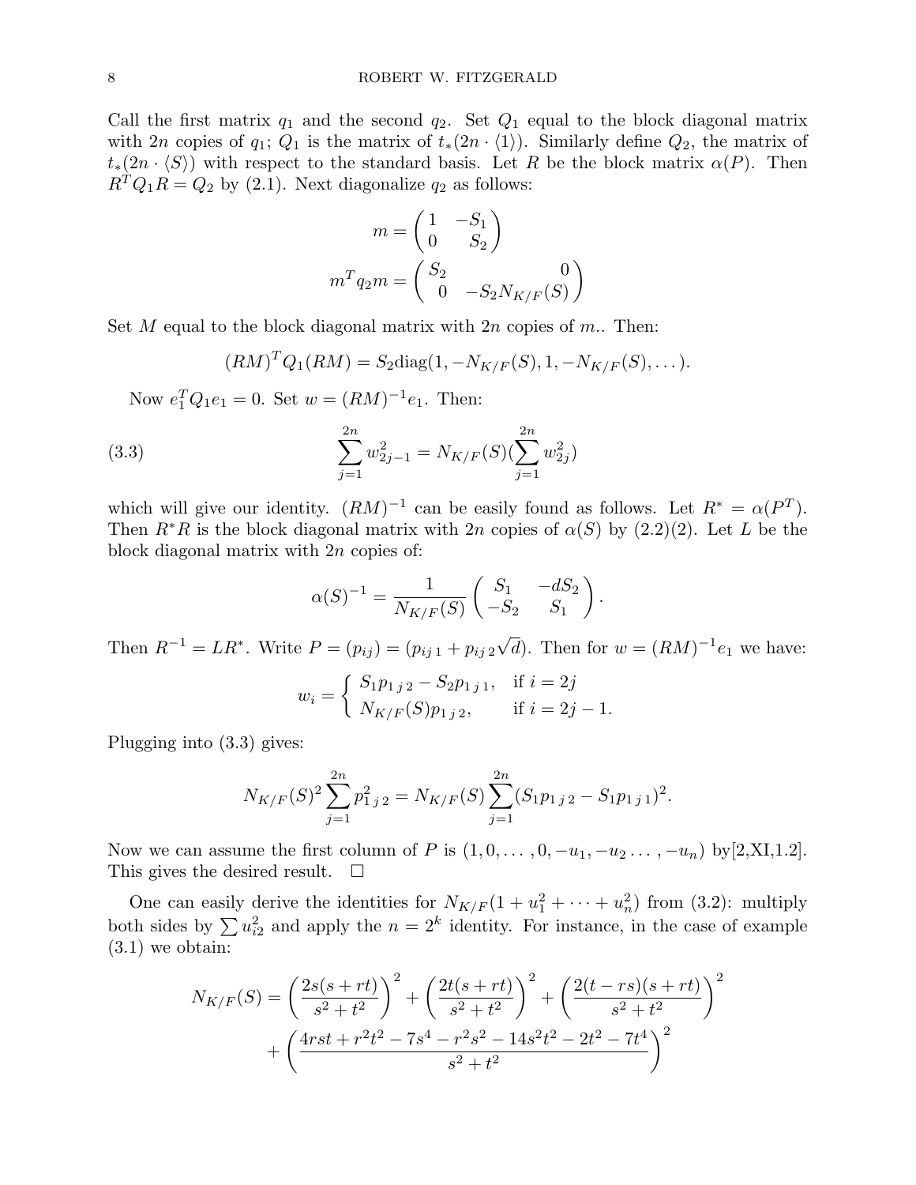Call the first matrix $q_1$ and the second $q_2$. Set $Q_1$ equal to the block diagonal matrix with $2n$ copies of $q_1$; $Q_1$ is the matrix of $t_*(2n \cdot \langle 1 \rangle)$. Similarly define $Q_2$, the matrix of $t_*(2n \cdot \langle S \rangle)$ with respect to the standard basis. Let $R$ be the block matrix $\alpha(P)$. Then $R^T Q_1 R = Q_2$ by (2.1). Next diagonalize $q_2$ as follows:

$$m = \begin{pmatrix} 1 & -S_1 \\ 0 & S_2 \end{pmatrix}$$

$$m^T q_2 m = \begin{pmatrix} S_2 & 0 \\ 0 & -S_2 N_{K/F}(S) \end{pmatrix}$$

Set $M$ equal to the block diagonal matrix with $2n$ copies of $m$.. Then:

$$(RM)^T Q_1 (RM) = S_2 \text{diag}(1, -N_{K/F}(S), 1, -N_{K/F}(S), \dots).$$

Now $e_1^T Q_1 e_1 = 0$. Set $w = (RM)^{-1} e_1$. Then:

$$\sum_{j=1}^{2n} w_{2j-1}^2 = N_{K/F}(S) (\sum_{j=1}^{2n} w_{2j}^2) \tag{3.3}$$

which will give our identity. $(RM)^{-1}$ can be easily found as follows. Let $R^* = \alpha(P^T)$. Then $R^* R$ is the block diagonal matrix with $2n$ copies of $\alpha(S)$ by (2.2)(2). Let $L$ be the block diagonal matrix with $2n$ copies of:

$$\alpha(S)^{-1} = \frac{1}{N_{K/F}(S)} \begin{pmatrix} S_1 & -dS_2 \\ -S_2 & S_1 \end{pmatrix}.$$

Then $R^{-1} = LR^*$. Write $P = (p_{ij}) = (p_{ij\,1} + p_{ij\,2}\sqrt{d})$. Then for $w = (RM)^{-1} e_1$ we have:

$$w_i = \begin{cases} S_1 p_{1\,j\,2} - S_2 p_{1\,j\,1}, & \text{if } i = 2j \\ N_{K/F}(S) p_{1\,j\,2}, & \text{if } i = 2j-1. \end{cases}$$

Plugging into (3.3) gives:

$$N_{K/F}(S)^2 \sum_{j=1}^{2n} p_{1\,j\,2}^2 = N_{K/F}(S) \sum_{j=1}^{2n} (S_1 p_{1\,j\,2} - S_1 p_{1\,j\,1})^2.$$

Now we can assume the first column of $P$ is $(1, 0, \dots, 0, -u_1, -u_2 \dots, -u_n)$ by[2,XI,1.2]. This gives the desired result. $\square$

One can easily derive the identities for $N_{K/F}(1 + u_1^2 + \dots + u_n^2)$ from (3.2): multiply both sides by $\sum u_{i2}^2$ and apply the $n = 2^k$ identity. For instance, in the case of example (3.1) we obtain:

$$N_{K/F}(S) = \left( \frac{2s(s+rt)}{s^2+t^2} \right)^2 + \left( \frac{2t(s+rt)}{s^2+t^2} \right)^2 + \left( \frac{2(t-rs)(s+rt)}{s^2+t^2} \right)^2$$
$$+ \left( \frac{4rst + r^2t^2 - 7s^4 - r^2s^2 - 14s^2t^2 - 2t^2 - 7t^4}{s^2+t^2} \right)^2$$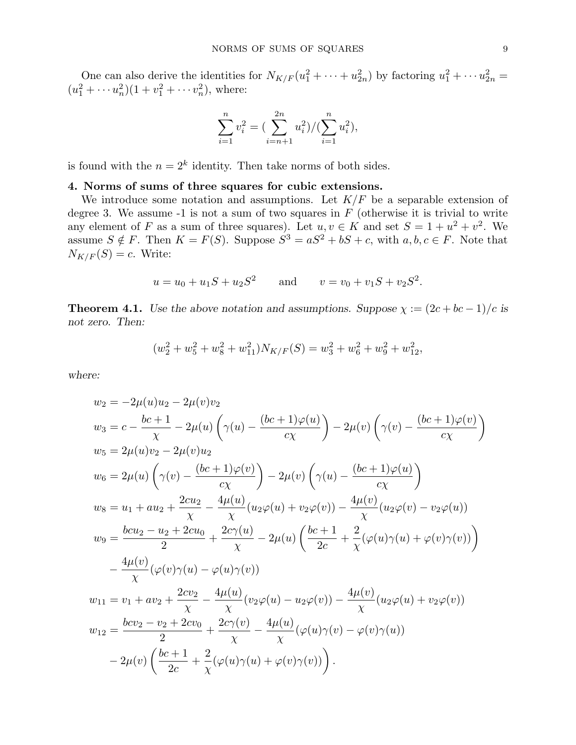One can also derive the identities for $N_{K/F}(u_1^2 + \cdots + u_{2n}^2)$ by factoring $u_1^2 + \cdots u_{2n}^2 = (u_1^2 + \cdots u_n^2)(1 + v_1^2 + \cdots v_n^2)$, where:

$$\sum_{i=1}^{n} v_i^2 = (\sum_{i=n+1}^{2n} u_i^2)/(\sum_{i=1}^{n} u_i^2),$$

is found with the $n = 2^k$ identity. Then take norms of both sides.

## 4. Norms of sums of three squares for cubic extensions.

We introduce some notation and assumptions. Let $K/F$ be a separable extension of degree 3. We assume -1 is not a sum of two squares in $F$ (otherwise it is trivial to write any element of $F$ as a sum of three squares). Let $u, v \in K$ and set $S = 1 + u^2 + v^2$. We assume $S \notin F$. Then $K = F(S)$. Suppose $S^3 = aS^2 + bS + c$, with $a, b, c \in F$. Note that $N_{K/F}(S) = c$. Write:

$$u = u_0 + u_1 S + u_2 S^2 \qquad \text{and} \qquad v = v_0 + v_1 S + v_2 S^2.$$

**Theorem 4.1.** *Use the above notation and assumptions. Suppose $\chi := (2c + bc - 1)/c$ is not zero. Then:*

$$(w_2^2 + w_5^2 + w_8^2 + w_{11}^2) N_{K/F}(S) = w_3^2 + w_6^2 + w_9^2 + w_{12}^2,$$

*where:*

$$
\begin{aligned}
w_2 &= -2\mu(u)u_2 - 2\mu(v)v_2 \\
w_3 &= c - \frac{bc+1}{\chi} - 2\mu(u)\left(\gamma(u) - \frac{(bc+1)\varphi(u)}{c\chi}\right) - 2\mu(v)\left(\gamma(v) - \frac{(bc+1)\varphi(v)}{c\chi}\right) \\
w_5 &= 2\mu(u)v_2 - 2\mu(v)u_2 \\
w_6 &= 2\mu(u)\left(\gamma(v) - \frac{(bc+1)\varphi(v)}{c\chi}\right) - 2\mu(v)\left(\gamma(u) - \frac{(bc+1)\varphi(u)}{c\chi}\right) \\
w_8 &= u_1 + au_2 + \frac{2cu_2}{\chi} - \frac{4\mu(u)}{\chi}(u_2\varphi(u) + v_2\varphi(v)) - \frac{4\mu(v)}{\chi}(u_2\varphi(v) - v_2\varphi(u)) \\
w_9 &= \frac{bcu_2 - u_2 + 2cu_0}{2} + \frac{2c\gamma(u)}{\chi} - 2\mu(u)\left(\frac{bc+1}{2c} + \frac{2}{\chi}(\varphi(u)\gamma(u) + \varphi(v)\gamma(v))\right) \\
&\quad - \frac{4\mu(v)}{\chi}(\varphi(v)\gamma(u) - \varphi(u)\gamma(v)) \\
w_{11} &= v_1 + av_2 + \frac{2cv_2}{\chi} - \frac{4\mu(u)}{\chi}(v_2\varphi(u) - u_2\varphi(v)) - \frac{4\mu(v)}{\chi}(u_2\varphi(u) + v_2\varphi(v)) \\
w_{12} &= \frac{bcv_2 - v_2 + 2cv_0}{2} + \frac{2c\gamma(v)}{\chi} - \frac{4\mu(u)}{\chi}(\varphi(u)\gamma(v) - \varphi(v)\gamma(u)) \\
&\quad - 2\mu(v)\left(\frac{bc+1}{2c} + \frac{2}{\chi}(\varphi(u)\gamma(u) + \varphi(v)\gamma(v))\right).
\end{aligned}
$$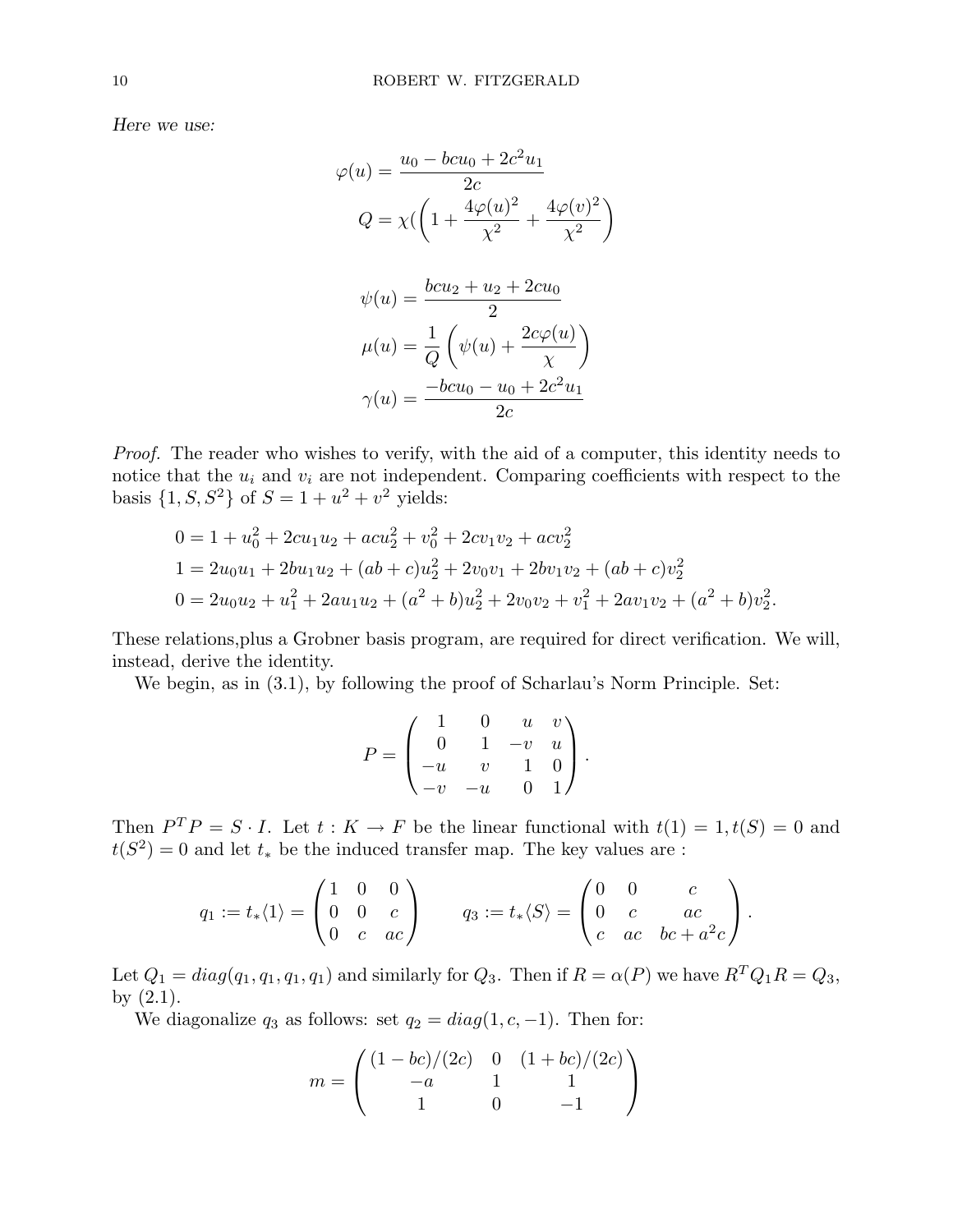*Here we use:*

$$
\begin{aligned}
\varphi(u) &= \frac{u_0 - bcu_0 + 2c^2u_1}{2c} \\
Q &= \chi(\left(1 + \frac{4\varphi(u)^2}{\chi^2} + \frac{4\varphi(v)^2}{\chi^2}\right)
\end{aligned}
$$

$$
\begin{aligned}
\psi(u) &= \frac{bcu_2 + u_2 + 2cu_0}{2} \\
\mu(u) &= \frac{1}{Q}\left(\psi(u) + \frac{2c\varphi(u)}{\chi}\right) \\
\gamma(u) &= \frac{-bcu_0 - u_0 + 2c^2u_1}{2c}
\end{aligned}
$$

*Proof.* The reader who wishes to verify, with the aid of a computer, this identity needs to notice that the $u_i$ and $v_i$ are not independent. Comparing coefficients with respect to the basis $\{1, S, S^2\}$ of $S = 1 + u^2 + v^2$ yields:

$$
\begin{aligned}
0 &= 1 + u_0^2 + 2cu_1u_2 + acu_2^2 + v_0^2 + 2cv_1v_2 + acv_2^2 \\
1 &= 2u_0u_1 + 2bu_1u_2 + (ab + c)u_2^2 + 2v_0v_1 + 2bv_1v_2 + (ab + c)v_2^2 \\
0 &= 2u_0u_2 + u_1^2 + 2au_1u_2 + (a^2 + b)u_2^2 + 2v_0v_2 + v_1^2 + 2av_1v_2 + (a^2 + b)v_2^2.
\end{aligned}
$$

These relations,plus a Grobner basis program, are required for direct verification. We will, instead, derive the identity.

We begin, as in (3.1), by following the proof of Scharlau's Norm Principle. Set:

$$
P = \begin{pmatrix} 1 & 0 & u & v \\ 0 & 1 & -v & u \\ -u & v & 1 & 0 \\ -v & -u & 0 & 1 \end{pmatrix}.
$$

Then $P^T P = S \cdot I$. Let $t : K \to F$ be the linear functional with $t(1) = 1, t(S) = 0$ and $t(S^2) = 0$ and let $t_*$ be the induced transfer map. The key values are :

$$
q_1 := t_*\langle 1 \rangle = \begin{pmatrix} 1 & 0 & 0 \\ 0 & 0 & c \\ 0 & c & ac \end{pmatrix} \qquad q_3 := t_*\langle S \rangle = \begin{pmatrix} 0 & 0 & c \\ 0 & c & ac \\ c & ac & bc + a^2c \end{pmatrix}.
$$

Let $Q_1 = diag(q_1, q_1, q_1, q_1)$ and similarly for $Q_3$. Then if $R = \alpha(P)$ we have $R^T Q_1 R = Q_3$, by (2.1).

We diagonalize $q_3$ as follows: set $q_2 = diag(1, c, -1)$. Then for:

$$
m = \begin{pmatrix} (1 - bc)/(2c) & 0 & (1 + bc)/(2c) \\ -a & 1 & 1 \\ 1 & 0 & -1 \end{pmatrix}
$$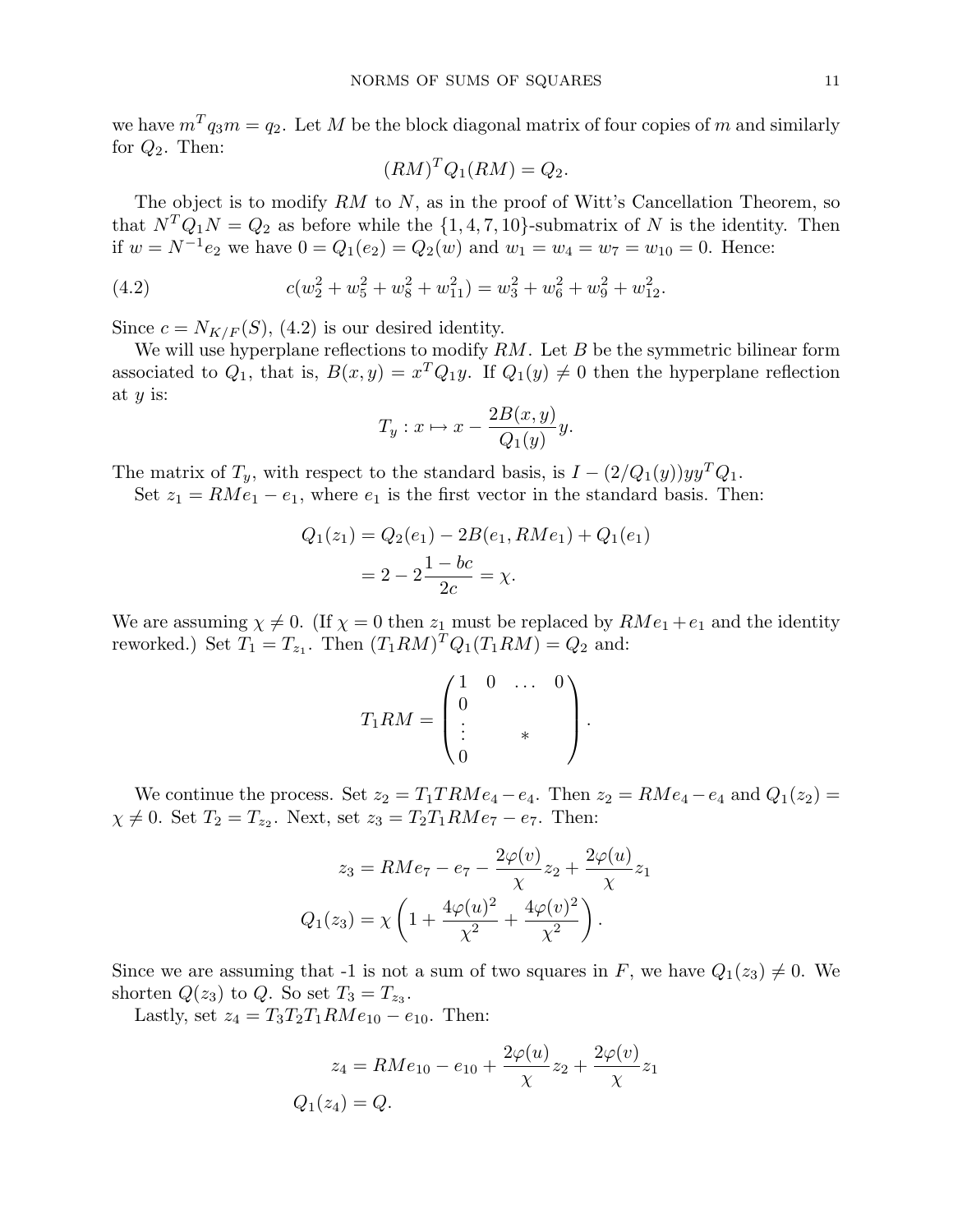we have $m^T q_3 m = q_2$. Let $M$ be the block diagonal matrix of four copies of $m$ and similarly for $Q_2$. Then:

$$(RM)^T Q_1 (RM) = Q_2.$$

The object is to modify $RM$ to $N$, as in the proof of Witt's Cancellation Theorem, so that $N^T Q_1 N = Q_2$ as before while the $\{1,4,7,10\}$-submatrix of $N$ is the identity. Then if $w = N^{-1}e_2$ we have $0 = Q_1(e_2) = Q_2(w)$ and $w_1 = w_4 = w_7 = w_{10} = 0$. Hence:

$$c(w_2^2 + w_5^2 + w_8^2 + w_{11}^2) = w_3^2 + w_6^2 + w_9^2 + w_{12}^2. \tag{4.2}$$

Since $c = N_{K/F}(S)$, (4.2) is our desired identity.

We will use hyperplane reflections to modify $RM$. Let $B$ be the symmetric bilinear form associated to $Q_1$, that is, $B(x,y) = x^T Q_1 y$. If $Q_1(y) \neq 0$ then the hyperplane reflection at $y$ is:

$$T_y : x \mapsto x - \frac{2B(x,y)}{Q_1(y)} y.$$

The matrix of $T_y$, with respect to the standard basis, is $I - (2/Q_1(y)) y y^T Q_1$.

Set $z_1 = RMe_1 - e_1$, where $e_1$ is the first vector in the standard basis. Then:

$$\begin{aligned}
Q_1(z_1) &= Q_2(e_1) - 2B(e_1, RMe_1) + Q_1(e_1) \\
&= 2 - 2\frac{1-bc}{2c} = \chi.
\end{aligned}$$

We are assuming $\chi \neq 0$. (If $\chi = 0$ then $z_1$ must be replaced by $RMe_1 + e_1$ and the identity reworked.) Set $T_1 = T_{z_1}$. Then $(T_1 RM)^T Q_1 (T_1 RM) = Q_2$ and:

$$T_1 RM = \begin{pmatrix} 1 & 0 & \dots & 0 \\ 0 & & & \\ \vdots & & * & \\ 0 & & & \end{pmatrix}.$$

We continue the process. Set $z_2 = T_1 TRMe_4 - e_4$. Then $z_2 = RMe_4 - e_4$ and $Q_1(z_2) = \chi \neq 0$. Set $T_2 = T_{z_2}$. Next, set $z_3 = T_2 T_1 RMe_7 - e_7$. Then:

$$\begin{aligned}
z_3 &= RMe_7 - e_7 - \frac{2\varphi(v)}{\chi} z_2 + \frac{2\varphi(u)}{\chi} z_1 \\
Q_1(z_3) &= \chi\left(1 + \frac{4\varphi(u)^2}{\chi^2} + \frac{4\varphi(v)^2}{\chi^2}\right).
\end{aligned}$$

Since we are assuming that -1 is not a sum of two squares in $F$, we have $Q_1(z_3) \neq 0$. We shorten $Q(z_3)$ to $Q$. So set $T_3 = T_{z_3}$.

Lastly, set $z_4 = T_3 T_2 T_1 RMe_{10} - e_{10}$. Then:

$$\begin{aligned}
z_4 &= RMe_{10} - e_{10} + \frac{2\varphi(u)}{\chi} z_2 + \frac{2\varphi(v)}{\chi} z_1 \\
Q_1(z_4) &= Q.
\end{aligned}$$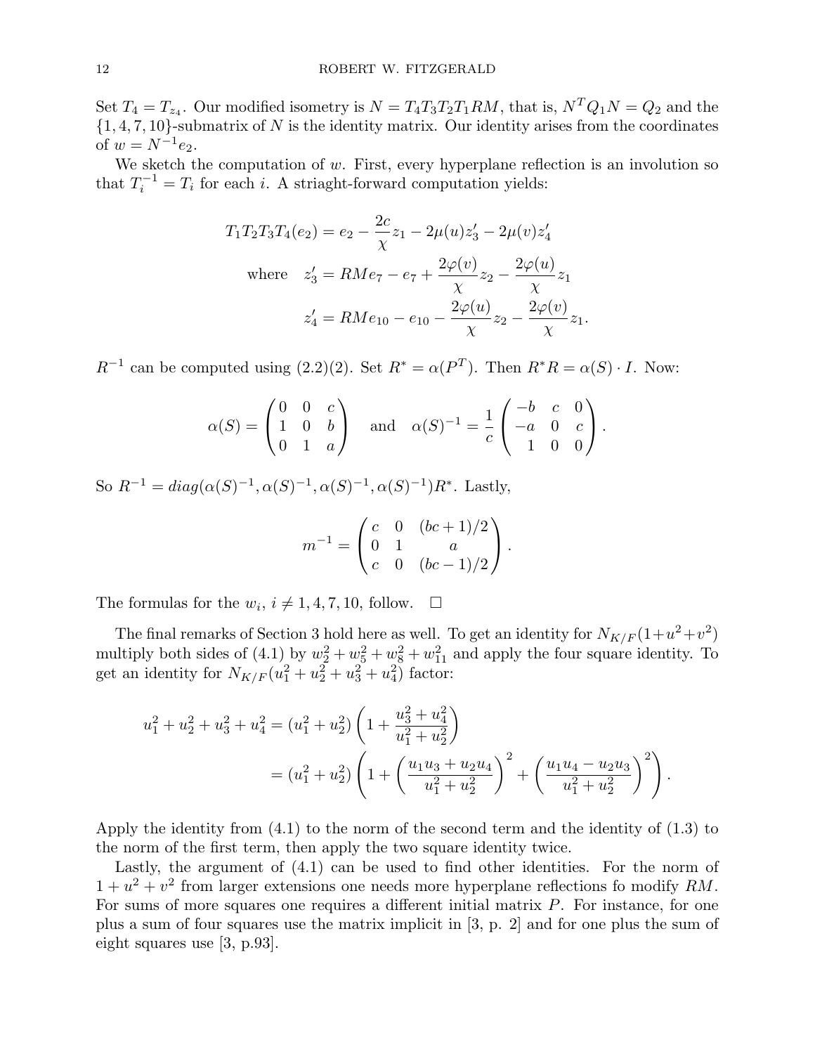Set $T_4 = T_{z_4}$. Our modified isometry is $N = T_4T_3T_2T_1RM$, that is, $N^TQ_1N = Q_2$ and the $\{1,4,7,10\}$-submatrix of $N$ is the identity matrix. Our identity arises from the coordinates of $w = N^{-1}e_2$.

We sketch the computation of $w$. First, every hyperplane reflection is an involution so that $T_i^{-1} = T_i$ for each $i$. A striaght-forward computation yields:

$$
\begin{aligned}
T_1T_2T_3T_4(e_2) &= e_2 - \frac{2c}{\chi}z_1 - 2\mu(u)z_3' - 2\mu(v)z_4' \\
\text{where} \quad z_3' &= RMe_7 - e_7 + \frac{2\varphi(v)}{\chi}z_2 - \frac{2\varphi(u)}{\chi}z_1 \\
z_4' &= RMe_{10} - e_{10} - \frac{2\varphi(u)}{\chi}z_2 - \frac{2\varphi(v)}{\chi}z_1.
\end{aligned}
$$

$R^{-1}$ can be computed using (2.2)(2). Set $R^* = \alpha(P^T)$. Then $R^*R = \alpha(S)\cdot I$. Now:

$$
\alpha(S) = \begin{pmatrix} 0 & 0 & c \\ 1 & 0 & b \\ 0 & 1 & a \end{pmatrix} \quad \text{and} \quad \alpha(S)^{-1} = \frac{1}{c}\begin{pmatrix} -b & c & 0 \\ -a & 0 & c \\ 1 & 0 & 0 \end{pmatrix}.
$$

So $R^{-1} = diag(\alpha(S)^{-1}, \alpha(S)^{-1}, \alpha(S)^{-1}, \alpha(S)^{-1})R^*$. Lastly,

$$
m^{-1} = \begin{pmatrix} c & 0 & (bc+1)/2 \\ 0 & 1 & a \\ c & 0 & (bc-1)/2 \end{pmatrix}.
$$

The formulas for the $w_i$, $i \neq 1,4,7,10$, follow. $\square$

The final remarks of Section 3 hold here as well. To get an identity for $N_{K/F}(1+u^2+v^2)$ multiply both sides of (4.1) by $w_2^2 + w_5^2 + w_8^2 + w_{11}^2$ and apply the four square identity. To get an identity for $N_{K/F}(u_1^2+u_2^2+u_3^2+u_4^2)$ factor:

$$
\begin{aligned}
u_1^2+u_2^2+u_3^2+u_4^2 &= (u_1^2+u_2^2)\left(1 + \frac{u_3^2+u_4^2}{u_1^2+u_2^2}\right) \\
&= (u_1^2+u_2^2)\left(1 + \left(\frac{u_1u_3+u_2u_4}{u_1^2+u_2^2}\right)^2 + \left(\frac{u_1u_4-u_2u_3}{u_1^2+u_2^2}\right)^2\right).
\end{aligned}
$$

Apply the identity from (4.1) to the norm of the second term and the identity of (1.3) to the norm of the first term, then apply the two square identity twice.

Lastly, the argument of (4.1) can be used to find other identities. For the norm of $1+u^2+v^2$ from larger extensions one needs more hyperplane reflections fo modify $RM$. For sums of more squares one requires a different initial matrix $P$. For instance, for one plus a sum of four squares use the matrix implicit in [3, p. 2] and for one plus the sum of eight squares use [3, p.93].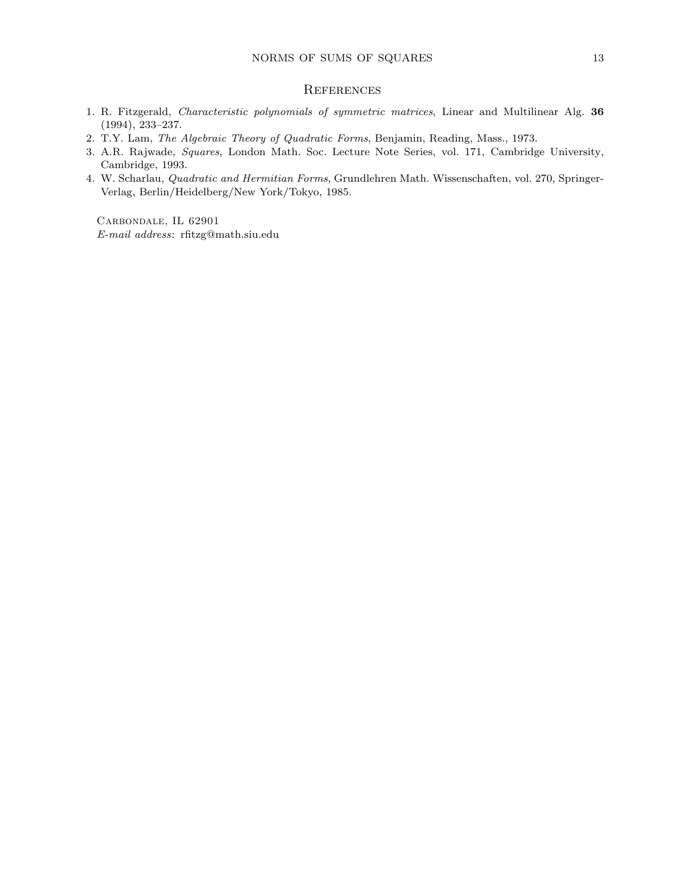## References

1. R. Fitzgerald, *Characteristic polynomials of symmetric matrices*, Linear and Multilinear Alg. **36** (1994), 233–237.
2. T.Y. Lam, *The Algebraic Theory of Quadratic Forms*, Benjamin, Reading, Mass., 1973.
3. A.R. Rajwade, *Squares*, London Math. Soc. Lecture Note Series, vol. 171, Cambridge University, Cambridge, 1993.
4. W. Scharlau, *Quadratic and Hermitian Forms*, Grundlehren Math. Wissenschaften, vol. 270, Springer-Verlag, Berlin/Heidelberg/New York/Tokyo, 1985.

Carbondale, IL 62901
*E-mail address*: rfitzg@math.siu.edu